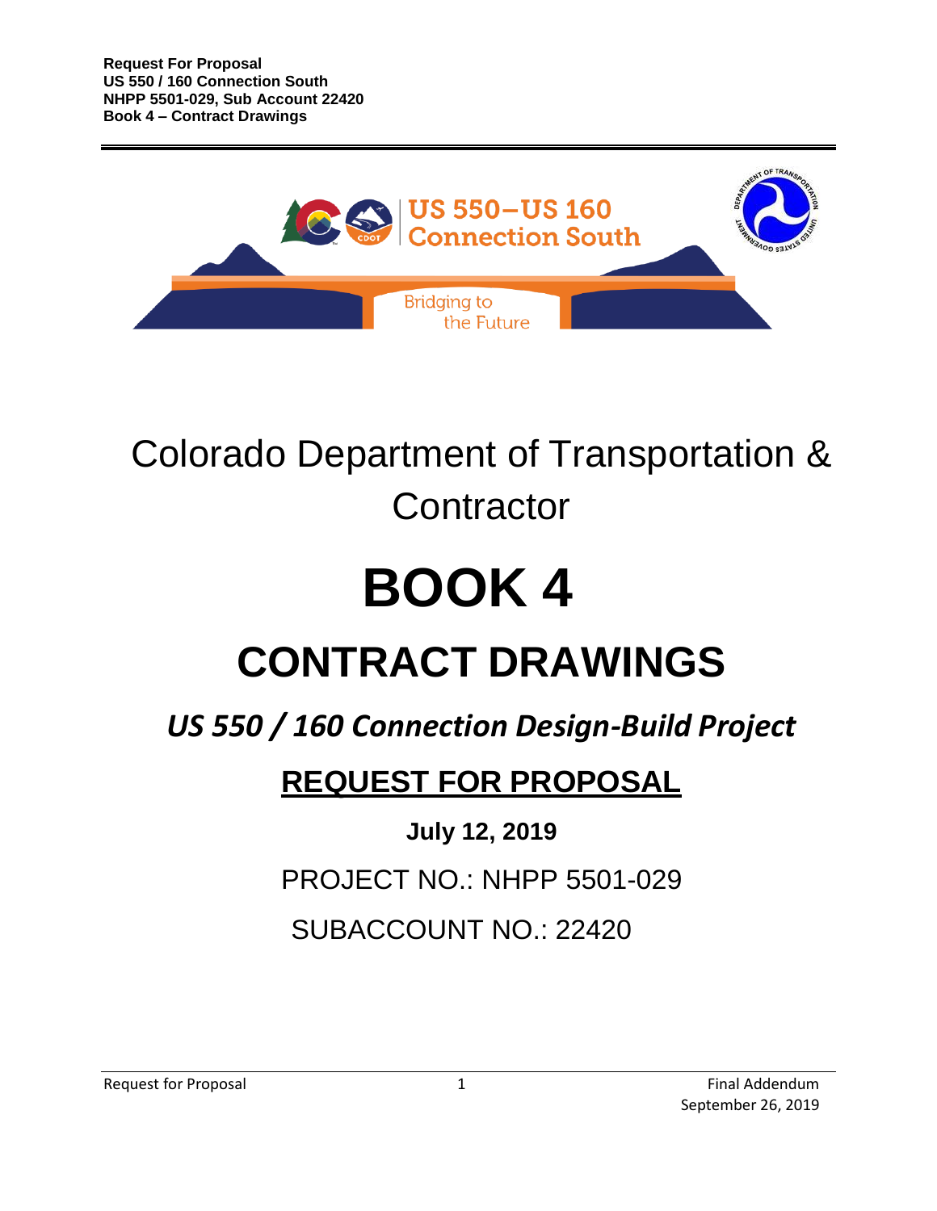Request For Proposal
US 550 / 160 Connection South
NHPP 5501-029, Sub Account 22420
Book 4 – Contract Drawings

US 550–US 160
Connection South

Bridging to the Future

# Colorado Department of Transportation & Contractor

# BOOK 4

# CONTRACT DRAWINGS

## *US 550 / 160 Connection Design-Build Project*

## REQUEST FOR PROPOSAL

**July 12, 2019**

PROJECT NO.: NHPP 5501-029

SUBACCOUNT NO.: 22420

Request for Proposal

Final Addendum
September 26, 2019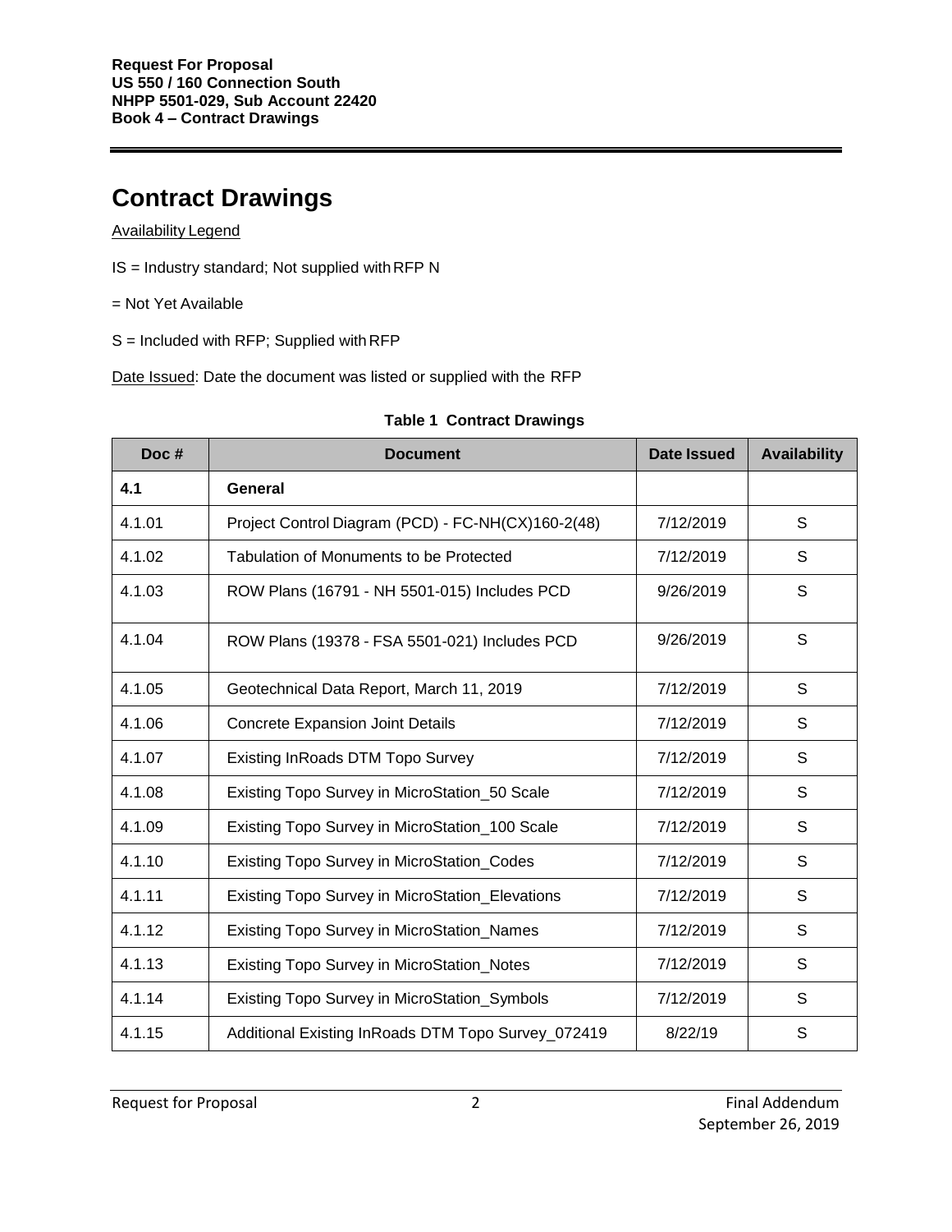**Request For Proposal**
**US 550 / 160 Connection South**
**NHPP 5501-029, Sub Account 22420**
**Book 4 – Contract Drawings**

# Contract Drawings

Availability Legend

IS = Industry standard; Not supplied with RFP N

= Not Yet Available

S = Included with RFP; Supplied with RFP

Date Issued: Date the document was listed or supplied with the RFP

**Table 1 Contract Drawings**

| Doc # | Document | Date Issued | Availability |
|---|---|---|---|
| **4.1** | **General** | | |
| 4.1.01 | Project Control Diagram (PCD) - FC-NH(CX)160-2(48) | 7/12/2019 | S |
| 4.1.02 | Tabulation of Monuments to be Protected | 7/12/2019 | S |
| 4.1.03 | ROW Plans (16791 - NH 5501-015) Includes PCD | 9/26/2019 | S |
| 4.1.04 | ROW Plans (19378 - FSA 5501-021) Includes PCD | 9/26/2019 | S |
| 4.1.05 | Geotechnical Data Report, March 11, 2019 | 7/12/2019 | S |
| 4.1.06 | Concrete Expansion Joint Details | 7/12/2019 | S |
| 4.1.07 | Existing InRoads DTM Topo Survey | 7/12/2019 | S |
| 4.1.08 | Existing Topo Survey in MicroStation_50 Scale | 7/12/2019 | S |
| 4.1.09 | Existing Topo Survey in MicroStation_100 Scale | 7/12/2019 | S |
| 4.1.10 | Existing Topo Survey in MicroStation_Codes | 7/12/2019 | S |
| 4.1.11 | Existing Topo Survey in MicroStation_Elevations | 7/12/2019 | S |
| 4.1.12 | Existing Topo Survey in MicroStation_Names | 7/12/2019 | S |
| 4.1.13 | Existing Topo Survey in MicroStation_Notes | 7/12/2019 | S |
| 4.1.14 | Existing Topo Survey in MicroStation_Symbols | 7/12/2019 | S |
| 4.1.15 | Additional Existing InRoads DTM Topo Survey_072419 | 8/22/19 | S |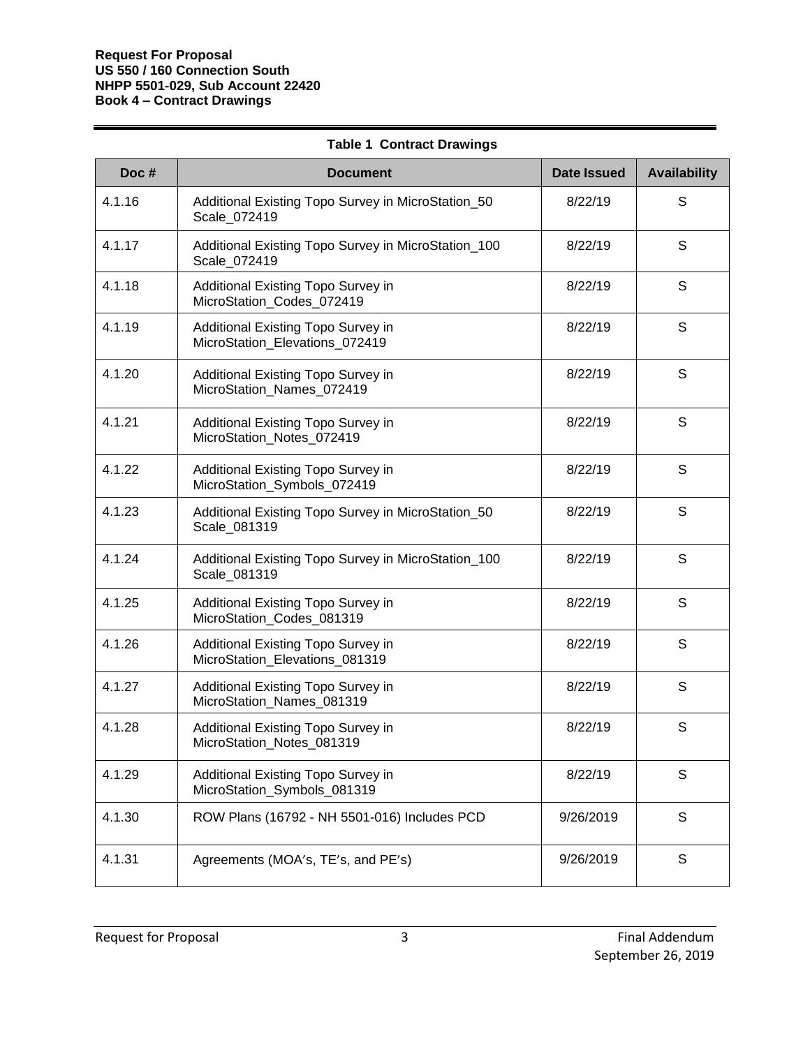**Table 1 Contract Drawings**

| Doc # | Document | Date Issued | Availability |
|---|---|---|---|
| 4.1.16 | Additional Existing Topo Survey in MicroStation_50 Scale_072419 | 8/22/19 | S |
| 4.1.17 | Additional Existing Topo Survey in MicroStation_100 Scale_072419 | 8/22/19 | S |
| 4.1.18 | Additional Existing Topo Survey in MicroStation_Codes_072419 | 8/22/19 | S |
| 4.1.19 | Additional Existing Topo Survey in MicroStation_Elevations_072419 | 8/22/19 | S |
| 4.1.20 | Additional Existing Topo Survey in MicroStation_Names_072419 | 8/22/19 | S |
| 4.1.21 | Additional Existing Topo Survey in MicroStation_Notes_072419 | 8/22/19 | S |
| 4.1.22 | Additional Existing Topo Survey in MicroStation_Symbols_072419 | 8/22/19 | S |
| 4.1.23 | Additional Existing Topo Survey in MicroStation_50 Scale_081319 | 8/22/19 | S |
| 4.1.24 | Additional Existing Topo Survey in MicroStation_100 Scale_081319 | 8/22/19 | S |
| 4.1.25 | Additional Existing Topo Survey in MicroStation_Codes_081319 | 8/22/19 | S |
| 4.1.26 | Additional Existing Topo Survey in MicroStation_Elevations_081319 | 8/22/19 | S |
| 4.1.27 | Additional Existing Topo Survey in MicroStation_Names_081319 | 8/22/19 | S |
| 4.1.28 | Additional Existing Topo Survey in MicroStation_Notes_081319 | 8/22/19 | S |
| 4.1.29 | Additional Existing Topo Survey in MicroStation_Symbols_081319 | 8/22/19 | S |
| 4.1.30 | ROW Plans (16792 - NH 5501-016) Includes PCD | 9/26/2019 | S |
| 4.1.31 | Agreements (MOA's, TE's, and PE's) | 9/26/2019 | S |